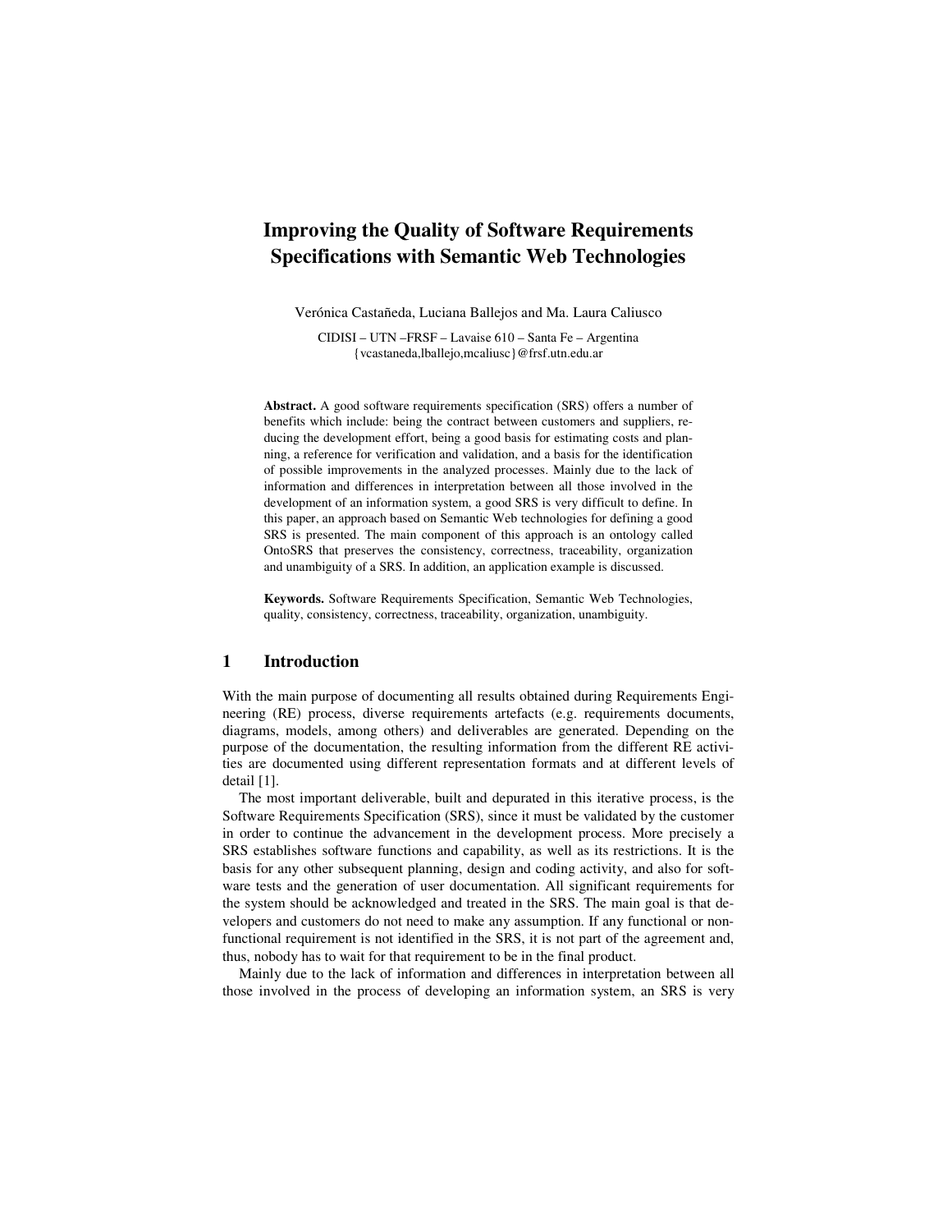# Improving the Quality of Software Requirements Specifications with Semantic Web Technologies

Verónica Castañeda, Luciana Ballejos and Ma. Laura Caliusco

CIDISI – UTN –FRSF – Lavaise 610 – Santa Fe – Argentina
{vcastaneda,lballejo,mcaliusc}@frsf.utn.edu.ar

**Abstract.** A good software requirements specification (SRS) offers a number of benefits which include: being the contract between customers and suppliers, reducing the development effort, being a good basis for estimating costs and planning, a reference for verification and validation, and a basis for the identification of possible improvements in the analyzed processes. Mainly due to the lack of information and differences in interpretation between all those involved in the development of an information system, a good SRS is very difficult to define. In this paper, an approach based on Semantic Web technologies for defining a good SRS is presented. The main component of this approach is an ontology called OntoSRS that preserves the consistency, correctness, traceability, organization and unambiguity of a SRS. In addition, an application example is discussed.

**Keywords.** Software Requirements Specification, Semantic Web Technologies, quality, consistency, correctness, traceability, organization, unambiguity.

## 1 Introduction

With the main purpose of documenting all results obtained during Requirements Engineering (RE) process, diverse requirements artefacts (e.g. requirements documents, diagrams, models, among others) and deliverables are generated. Depending on the purpose of the documentation, the resulting information from the different RE activities are documented using different representation formats and at different levels of detail [1].

The most important deliverable, built and depurated in this iterative process, is the Software Requirements Specification (SRS), since it must be validated by the customer in order to continue the advancement in the development process. More precisely a SRS establishes software functions and capability, as well as its restrictions. It is the basis for any other subsequent planning, design and coding activity, and also for software tests and the generation of user documentation. All significant requirements for the system should be acknowledged and treated in the SRS. The main goal is that developers and customers do not need to make any assumption. If any functional or non-functional requirement is not identified in the SRS, it is not part of the agreement and, thus, nobody has to wait for that requirement to be in the final product.

Mainly due to the lack of information and differences in interpretation between all those involved in the process of developing an information system, an SRS is very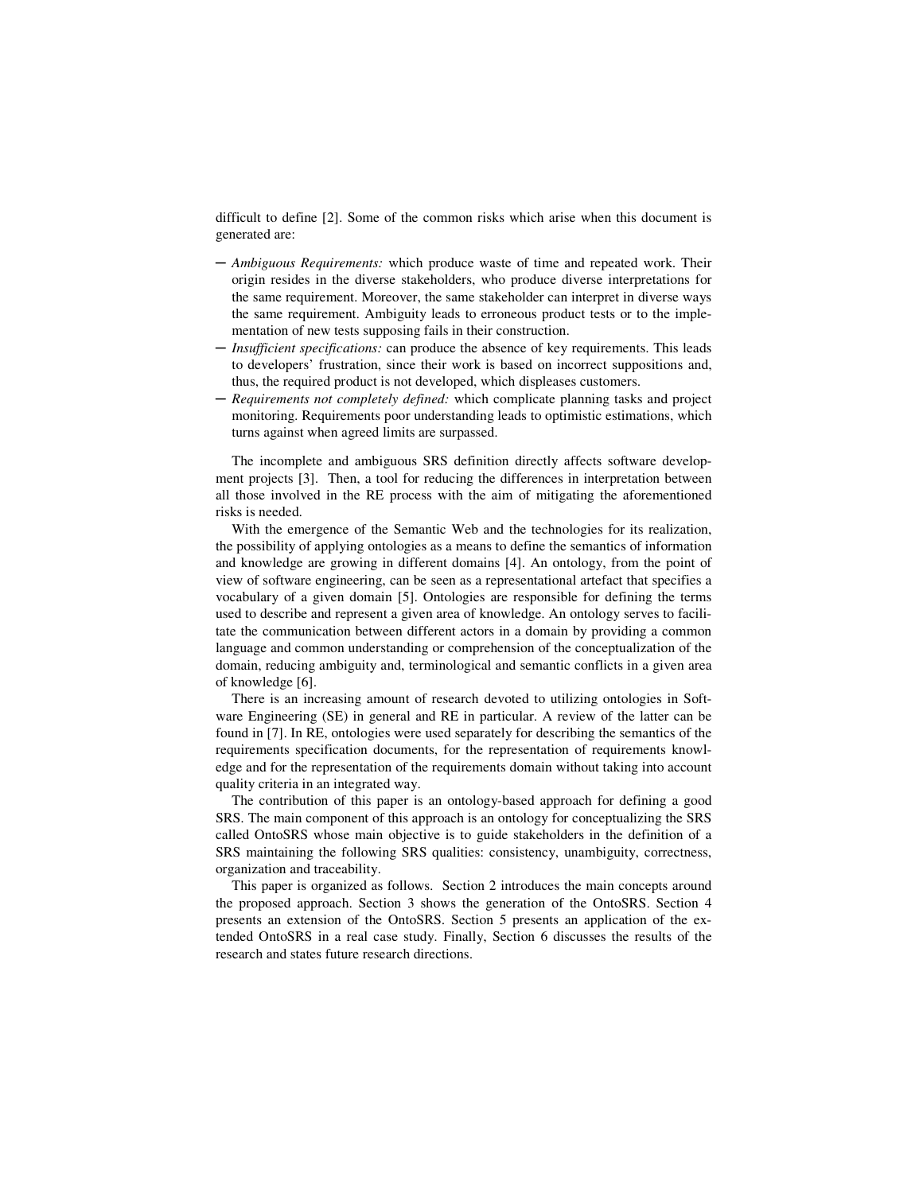difficult to define [2]. Some of the common risks which arise when this document is generated are:

- *Ambiguous Requirements:* which produce waste of time and repeated work. Their origin resides in the diverse stakeholders, who produce diverse interpretations for the same requirement. Moreover, the same stakeholder can interpret in diverse ways the same requirement. Ambiguity leads to erroneous product tests or to the implementation of new tests supposing fails in their construction.
- *Insufficient specifications:* can produce the absence of key requirements. This leads to developers' frustration, since their work is based on incorrect suppositions and, thus, the required product is not developed, which displeases customers.
- *Requirements not completely defined:* which complicate planning tasks and project monitoring. Requirements poor understanding leads to optimistic estimations, which turns against when agreed limits are surpassed.

The incomplete and ambiguous SRS definition directly affects software development projects [3]. Then, a tool for reducing the differences in interpretation between all those involved in the RE process with the aim of mitigating the aforementioned risks is needed.

With the emergence of the Semantic Web and the technologies for its realization, the possibility of applying ontologies as a means to define the semantics of information and knowledge are growing in different domains [4]. An ontology, from the point of view of software engineering, can be seen as a representational artefact that specifies a vocabulary of a given domain [5]. Ontologies are responsible for defining the terms used to describe and represent a given area of knowledge. An ontology serves to facilitate the communication between different actors in a domain by providing a common language and common understanding or comprehension of the conceptualization of the domain, reducing ambiguity and, terminological and semantic conflicts in a given area of knowledge [6].

There is an increasing amount of research devoted to utilizing ontologies in Software Engineering (SE) in general and RE in particular. A review of the latter can be found in [7]. In RE, ontologies were used separately for describing the semantics of the requirements specification documents, for the representation of requirements knowledge and for the representation of the requirements domain without taking into account quality criteria in an integrated way.

The contribution of this paper is an ontology-based approach for defining a good SRS. The main component of this approach is an ontology for conceptualizing the SRS called OntoSRS whose main objective is to guide stakeholders in the definition of a SRS maintaining the following SRS qualities: consistency, unambiguity, correctness, organization and traceability.

This paper is organized as follows. Section 2 introduces the main concepts around the proposed approach. Section 3 shows the generation of the OntoSRS. Section 4 presents an extension of the OntoSRS. Section 5 presents an application of the extended OntoSRS in a real case study. Finally, Section 6 discusses the results of the research and states future research directions.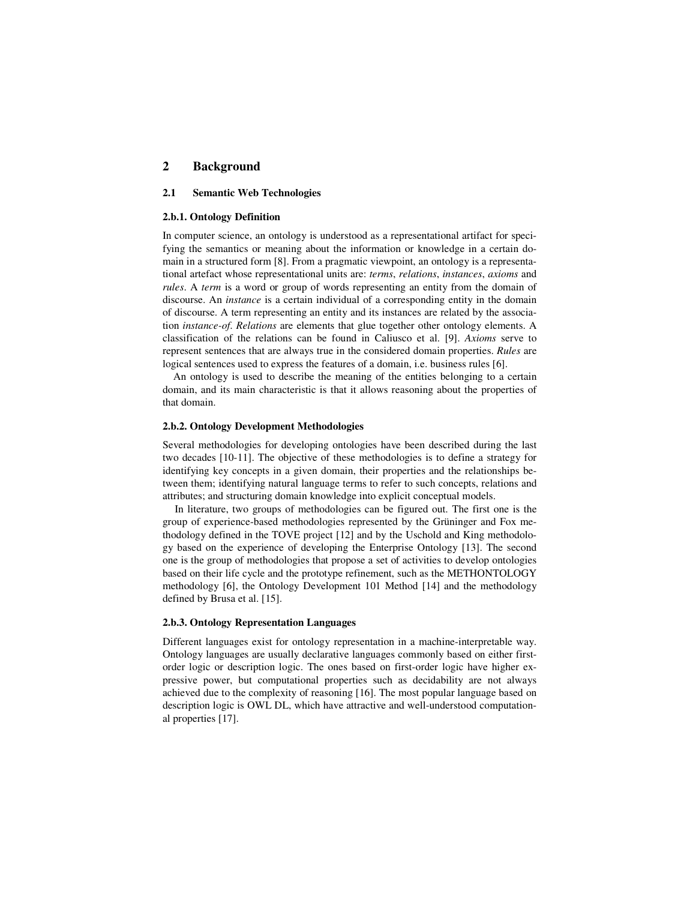# 2 Background

## 2.1 Semantic Web Technologies

### 2.b.1. Ontology Definition

In computer science, an ontology is understood as a representational artifact for specifying the semantics or meaning about the information or knowledge in a certain domain in a structured form [8]. From a pragmatic viewpoint, an ontology is a representational artefact whose representational units are: *terms*, *relations*, *instances*, *axioms* and *rules*. A *term* is a word or group of words representing an entity from the domain of discourse. An *instance* is a certain individual of a corresponding entity in the domain of discourse. A term representing an entity and its instances are related by the association *instance-of*. *Relations* are elements that glue together other ontology elements. A classification of the relations can be found in Caliusco et al. [9]. *Axioms* serve to represent sentences that are always true in the considered domain properties. *Rules* are logical sentences used to express the features of a domain, i.e. business rules [6].

An ontology is used to describe the meaning of the entities belonging to a certain domain, and its main characteristic is that it allows reasoning about the properties of that domain.

### 2.b.2. Ontology Development Methodologies

Several methodologies for developing ontologies have been described during the last two decades [10-11]. The objective of these methodologies is to define a strategy for identifying key concepts in a given domain, their properties and the relationships between them; identifying natural language terms to refer to such concepts, relations and attributes; and structuring domain knowledge into explicit conceptual models.

In literature, two groups of methodologies can be figured out. The first one is the group of experience-based methodologies represented by the Grüninger and Fox methodology defined in the TOVE project [12] and by the Uschold and King methodology based on the experience of developing the Enterprise Ontology [13]. The second one is the group of methodologies that propose a set of activities to develop ontologies based on their life cycle and the prototype refinement, such as the METHONTOLOGY methodology [6], the Ontology Development 101 Method [14] and the methodology defined by Brusa et al. [15].

### 2.b.3. Ontology Representation Languages

Different languages exist for ontology representation in a machine-interpretable way. Ontology languages are usually declarative languages commonly based on either first-order logic or description logic. The ones based on first-order logic have higher expressive power, but computational properties such as decidability are not always achieved due to the complexity of reasoning [16]. The most popular language based on description logic is OWL DL, which have attractive and well-understood computational properties [17].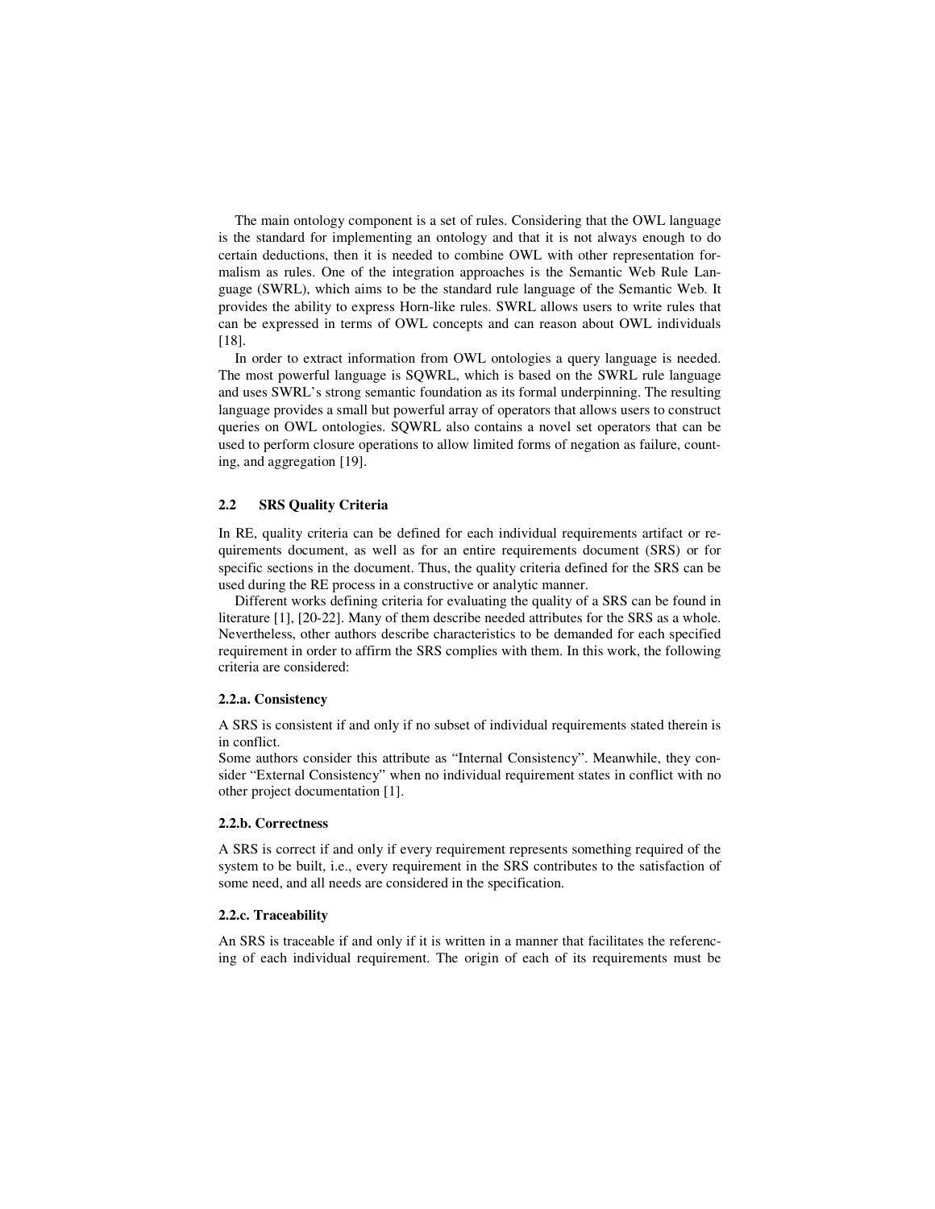The main ontology component is a set of rules. Considering that the OWL language is the standard for implementing an ontology and that it is not always enough to do certain deductions, then it is needed to combine OWL with other representation formalism as rules. One of the integration approaches is the Semantic Web Rule Language (SWRL), which aims to be the standard rule language of the Semantic Web. It provides the ability to express Horn-like rules. SWRL allows users to write rules that can be expressed in terms of OWL concepts and can reason about OWL individuals [18].

In order to extract information from OWL ontologies a query language is needed. The most powerful language is SQWRL, which is based on the SWRL rule language and uses SWRL's strong semantic foundation as its formal underpinning. The resulting language provides a small but powerful array of operators that allows users to construct queries on OWL ontologies. SQWRL also contains a novel set operators that can be used to perform closure operations to allow limited forms of negation as failure, counting, and aggregation [19].

### 2.2 SRS Quality Criteria

In RE, quality criteria can be defined for each individual requirements artifact or requirements document, as well as for an entire requirements document (SRS) or for specific sections in the document. Thus, the quality criteria defined for the SRS can be used during the RE process in a constructive or analytic manner.

Different works defining criteria for evaluating the quality of a SRS can be found in literature [1], [20-22]. Many of them describe needed attributes for the SRS as a whole. Nevertheless, other authors describe characteristics to be demanded for each specified requirement in order to affirm the SRS complies with them. In this work, the following criteria are considered:

#### 2.2.a. Consistency

A SRS is consistent if and only if no subset of individual requirements stated therein is in conflict.
Some authors consider this attribute as "Internal Consistency". Meanwhile, they consider "External Consistency" when no individual requirement states in conflict with no other project documentation [1].

#### 2.2.b. Correctness

A SRS is correct if and only if every requirement represents something required of the system to be built, i.e., every requirement in the SRS contributes to the satisfaction of some need, and all needs are considered in the specification.

#### 2.2.c. Traceability

An SRS is traceable if and only if it is written in a manner that facilitates the referencing of each individual requirement. The origin of each of its requirements must be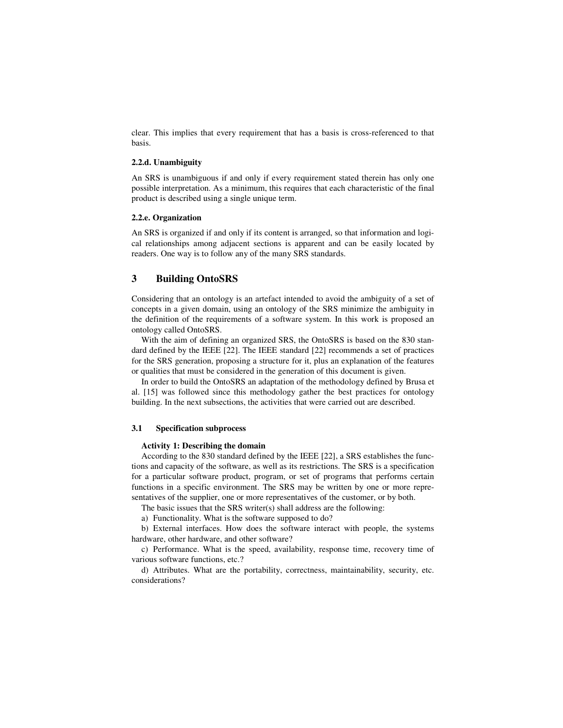clear. This implies that every requirement that has a basis is cross-referenced to that basis.

#### 2.2.d. Unambiguity

An SRS is unambiguous if and only if every requirement stated therein has only one possible interpretation. As a minimum, this requires that each characteristic of the final product is described using a single unique term.

#### 2.2.e. Organization

An SRS is organized if and only if its content is arranged, so that information and logical relationships among adjacent sections is apparent and can be easily located by readers. One way is to follow any of the many SRS standards.

## 3 Building OntoSRS

Considering that an ontology is an artefact intended to avoid the ambiguity of a set of concepts in a given domain, using an ontology of the SRS minimize the ambiguity in the definition of the requirements of a software system. In this work is proposed an ontology called OntoSRS.

With the aim of defining an organized SRS, the OntoSRS is based on the 830 standard defined by the IEEE [22]. The IEEE standard [22] recommends a set of practices for the SRS generation, proposing a structure for it, plus an explanation of the features or qualities that must be considered in the generation of this document is given.

In order to build the OntoSRS an adaptation of the methodology defined by Brusa et al. [15] was followed since this methodology gather the best practices for ontology building. In the next subsections, the activities that were carried out are described.

### 3.1 Specification subprocess

**Activity 1: Describing the domain**

According to the 830 standard defined by the IEEE [22], a SRS establishes the functions and capacity of the software, as well as its restrictions. The SRS is a specification for a particular software product, program, or set of programs that performs certain functions in a specific environment. The SRS may be written by one or more representatives of the supplier, one or more representatives of the customer, or by both.

The basic issues that the SRS writer(s) shall address are the following:

a) Functionality. What is the software supposed to do?

b) External interfaces. How does the software interact with people, the systems hardware, other hardware, and other software?

c) Performance. What is the speed, availability, response time, recovery time of various software functions, etc.?

d) Attributes. What are the portability, correctness, maintainability, security, etc. considerations?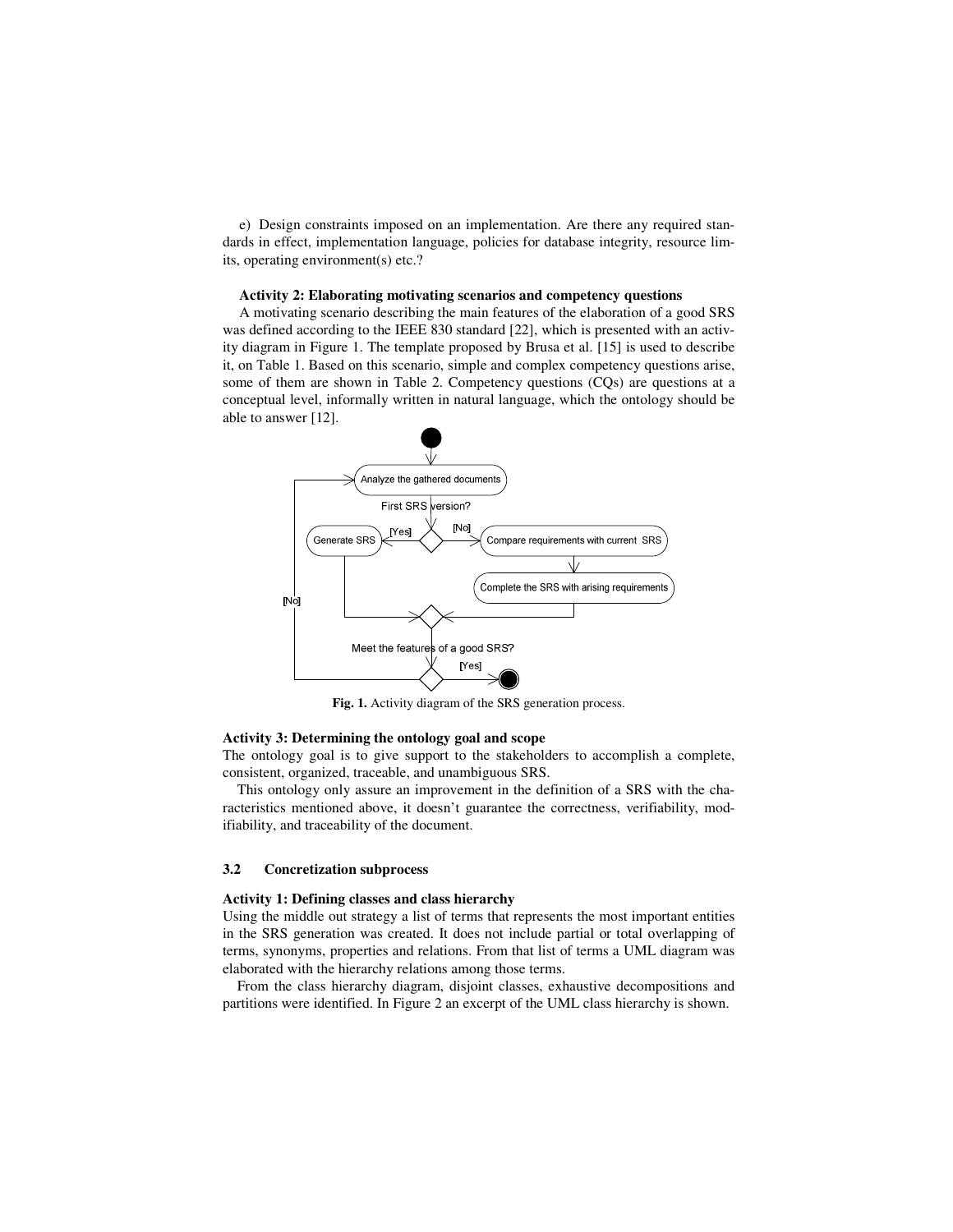e) Design constraints imposed on an implementation. Are there any required standards in effect, implementation language, policies for database integrity, resource limits, operating environment(s) etc.?

**Activity 2: Elaborating motivating scenarios and competency questions**

A motivating scenario describing the main features of the elaboration of a good SRS was defined according to the IEEE 830 standard [22], which is presented with an activity diagram in Figure 1. The template proposed by Brusa et al. [15] is used to describe it, on Table 1. Based on this scenario, simple and complex competency questions arise, some of them are shown in Table 2. Competency questions (CQs) are questions at a conceptual level, informally written in natural language, which the ontology should be able to answer [12].

**Fig. 1.** Activity diagram of the SRS generation process.

**Activity 3: Determining the ontology goal and scope**

The ontology goal is to give support to the stakeholders to accomplish a complete, consistent, organized, traceable, and unambiguous SRS.

This ontology only assure an improvement in the definition of a SRS with the characteristics mentioned above, it doesn't guarantee the correctness, verifiability, modifiability, and traceability of the document.

### 3.2 Concretization subprocess

**Activity 1: Defining classes and class hierarchy**

Using the middle out strategy a list of terms that represents the most important entities in the SRS generation was created. It does not include partial or total overlapping of terms, synonyms, properties and relations. From that list of terms a UML diagram was elaborated with the hierarchy relations among those terms.

From the class hierarchy diagram, disjoint classes, exhaustive decompositions and partitions were identified. In Figure 2 an excerpt of the UML class hierarchy is shown.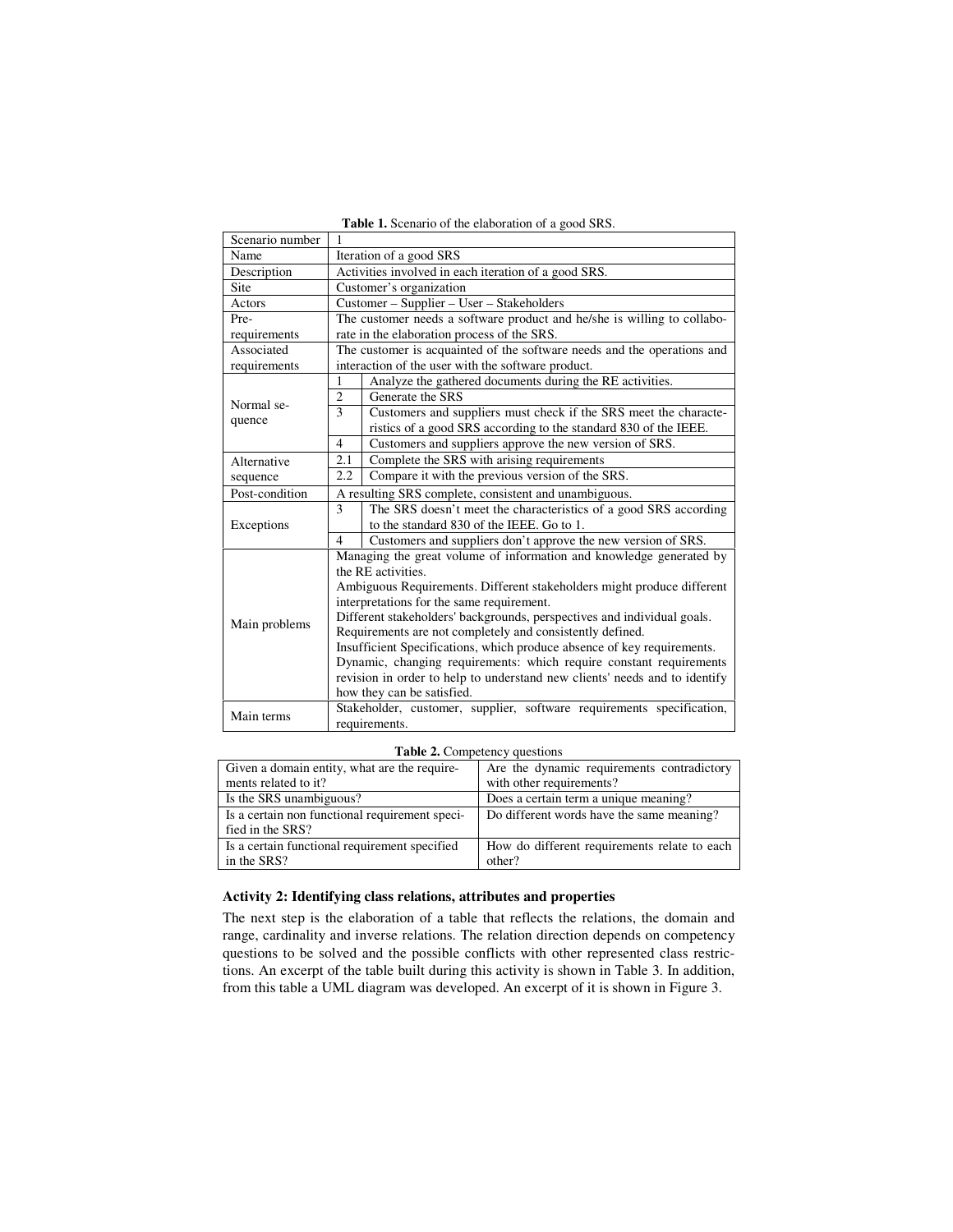**Table 1.** Scenario of the elaboration of a good SRS.

| Scenario number | 1 | |
|---|---|---|
| Name | Iteration of a good SRS | |
| Description | Activities involved in each iteration of a good SRS. | |
| Site | Customer's organization | |
| Actors | Customer – Supplier – User – Stakeholders | |
| Pre-requirements | The customer needs a software product and he/she is willing to collaborate in the elaboration process of the SRS. | |
| Associated requirements | The customer is acquainted of the software needs and the operations and interaction of the user with the software product. | |
| Normal sequence | 1 | Analyze the gathered documents during the RE activities. |
| | 2 | Generate the SRS |
| | 3 | Customers and suppliers must check if the SRS meet the characteristics of a good SRS according to the standard 830 of the IEEE. |
| | 4 | Customers and suppliers approve the new version of SRS. |
| Alternative sequence | 2.1 | Complete the SRS with arising requirements |
| | 2.2 | Compare it with the previous version of the SRS. |
| Post-condition | A resulting SRS complete, consistent and unambiguous. | |
| Exceptions | 3 | The SRS doesn't meet the characteristics of a good SRS according to the standard 830 of the IEEE. Go to 1. |
| | 4 | Customers and suppliers don't approve the new version of SRS. |
| Main problems | Managing the great volume of information and knowledge generated by the RE activities.<br>Ambiguous Requirements. Different stakeholders might produce different interpretations for the same requirement.<br>Different stakeholders' backgrounds, perspectives and individual goals.<br>Requirements are not completely and consistently defined.<br>Insufficient Specifications, which produce absence of key requirements.<br>Dynamic, changing requirements: which require constant requirements revision in order to help to understand new clients' needs and to identify how they can be satisfied. | |
| Main terms | Stakeholder, customer, supplier, software requirements specification, requirements. | |

**Table 2.** Competency questions

| | |
|---|---|
| Given a domain entity, what are the requirements related to it? | Are the dynamic requirements contradictory with other requirements? |
| Is the SRS unambiguous? | Does a certain term a unique meaning? |
| Is a certain non functional requirement specified in the SRS? | Do different words have the same meaning? |
| Is a certain functional requirement specified in the SRS? | How do different requirements relate to each other? |

**Activity 2: Identifying class relations, attributes and properties**

The next step is the elaboration of a table that reflects the relations, the domain and range, cardinality and inverse relations. The relation direction depends on competency questions to be solved and the possible conflicts with other represented class restrictions. An excerpt of the table built during this activity is shown in Table 3. In addition, from this table a UML diagram was developed. An excerpt of it is shown in Figure 3.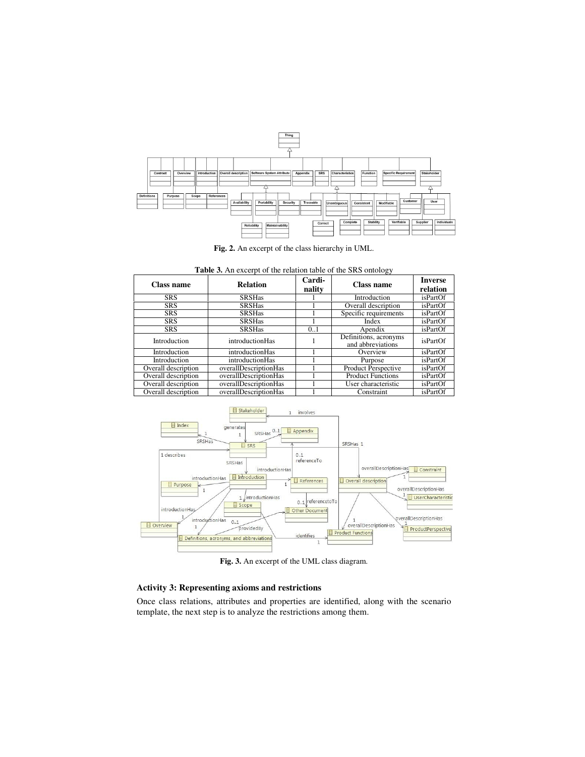**Fig. 2.** An excerpt of the class hierarchy in UML.

**Table 3.** An excerpt of the relation table of the SRS ontology

| Class name | Relation | Cardi-nality | Class name | Inverse relation |
|---|---|---|---|---|
| SRS | SRSHas | 1 | Introduction | isPartOf |
| SRS | SRSHas | 1 | Overall description | isPartOf |
| SRS | SRSHas | 1 | Specific requirements | isPartOf |
| SRS | SRSHas | 1 | Index | isPartOf |
| SRS | SRSHas | 0..1 | Apendix | isPartOf |
| Introduction | introductionHas | 1 | Definitions, acronyms and abbreviations | isPartOf |
| Introduction | introductionHas | 1 | Overview | isPartOf |
| Introduction | introductionHas | 1 | Purpose | isPartOf |
| Overall description | overallDescriptionHas | 1 | Product Perspective | isPartOf |
| Overall description | overallDescriptionHas | 1 | Product Functions | isPartOf |
| Overall description | overallDescriptionHas | 1 | User characteristic | isPartOf |
| Overall description | overallDescriptionHas | 1 | Constraint | isPartOf |

**Fig. 3.** An excerpt of the UML class diagram.

### Activity 3: Representing axioms and restrictions

Once class relations, attributes and properties are identified, along with the scenario template, the next step is to analyze the restrictions among them.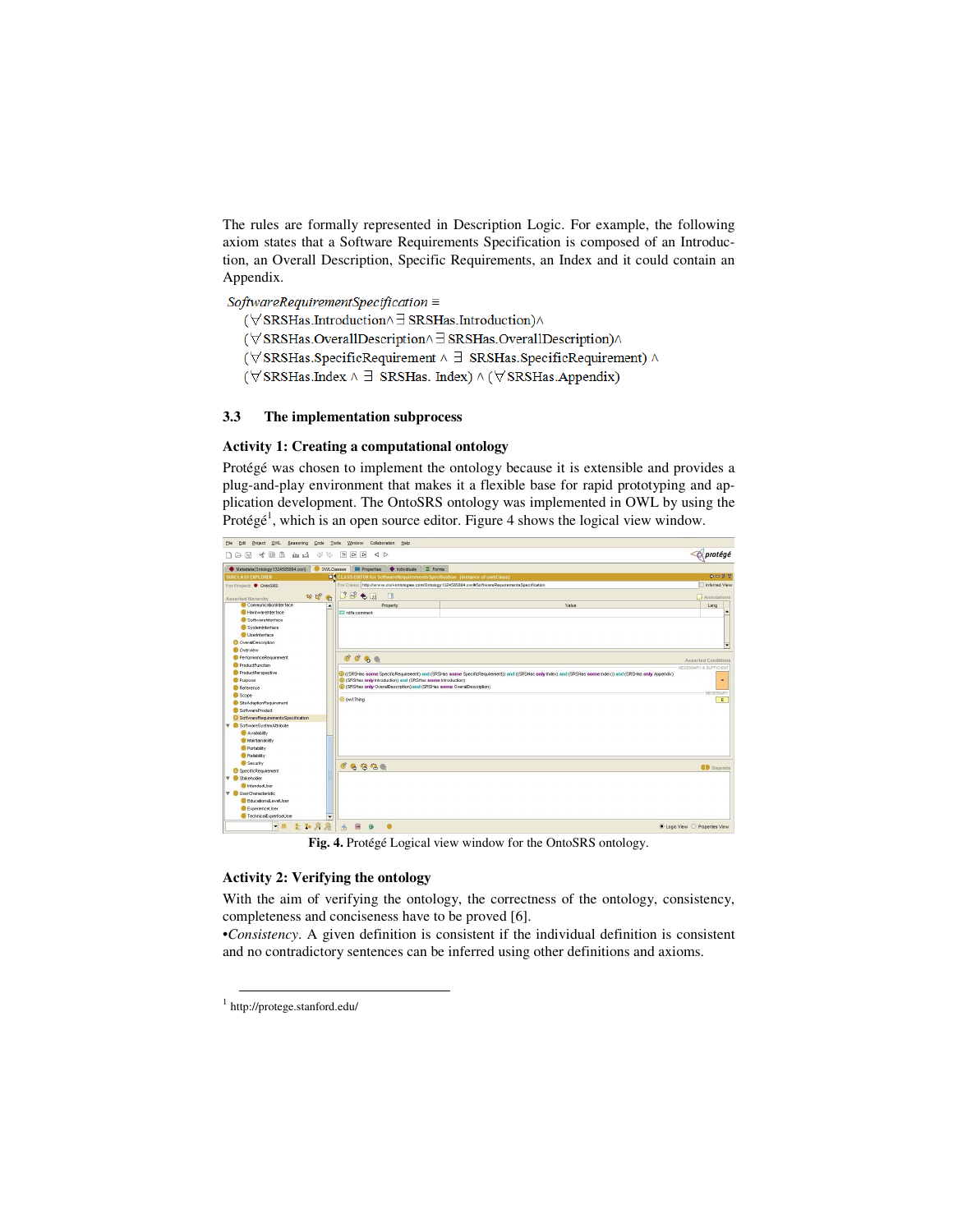The rules are formally represented in Description Logic. For example, the following axiom states that a Software Requirements Specification is composed of an Introduction, an Overall Description, Specific Requirements, an Index and it could contain an Appendix.

$$
\begin{aligned}
&\mathit{SoftwareRequirementSpecification} \equiv \\
&\quad (\forall \text{SRSHas.Introduction} \wedge \exists \text{ SRSHas.Introduction}) \wedge \\
&\quad (\forall \text{SRSHas.OverallDescription} \wedge \exists \text{ SRSHas.OverallDescription}) \wedge \\
&\quad (\forall \text{SRSHas.SpecificRequirement} \wedge \exists \text{ SRSHas.SpecificRequirement}) \wedge \\
&\quad (\forall \text{SRSHas.Index} \wedge \exists \text{ SRSHas. Index}) \wedge (\forall \text{SRSHas.Appendix})
\end{aligned}
$$

### 3.3 The implementation subprocess

**Activity 1: Creating a computational ontology**

Protégé was chosen to implement the ontology because it is extensible and provides a plug-and-play environment that makes it a flexible base for rapid prototyping and application development. The OntoSRS ontology was implemented in OWL by using the Protégé[1], which is an open source editor. Figure 4 shows the logical view window.

**Fig. 4.** Protégé Logical view window for the OntoSRS ontology.

**Activity 2: Verifying the ontology**

With the aim of verifying the ontology, the correctness of the ontology, consistency, completeness and conciseness have to be proved [6].

•*Consistency*. A given definition is consistent if the individual definition is consistent and no contradictory sentences can be inferred using other definitions and axioms.

[1] http://protege.stanford.edu/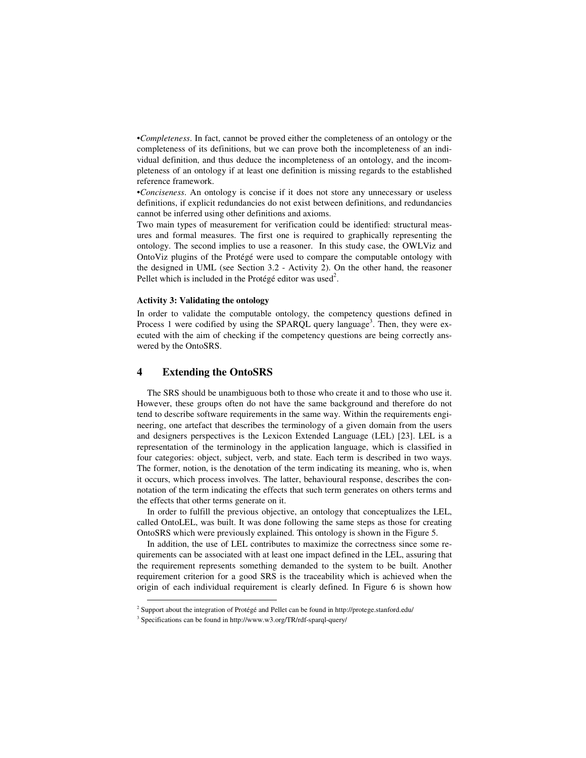•*Completeness*. In fact, cannot be proved either the completeness of an ontology or the completeness of its definitions, but we can prove both the incompleteness of an individual definition, and thus deduce the incompleteness of an ontology, and the incompleteness of an ontology if at least one definition is missing regards to the established reference framework.

•*Conciseness*. An ontology is concise if it does not store any unnecessary or useless definitions, if explicit redundancies do not exist between definitions, and redundancies cannot be inferred using other definitions and axioms.

Two main types of measurement for verification could be identified: structural measures and formal measures. The first one is required to graphically representing the ontology. The second implies to use a reasoner. In this study case, the OWLViz and OntoViz plugins of the Protégé were used to compare the computable ontology with the designed in UML (see Section 3.2 - Activity 2). On the other hand, the reasoner Pellet which is included in the Protégé editor was used[2].

**Activity 3: Validating the ontology**

In order to validate the computable ontology, the competency questions defined in Process 1 were codified by using the SPARQL query language[3]. Then, they were executed with the aim of checking if the competency questions are being correctly answered by the OntoSRS.

## 4 Extending the OntoSRS

The SRS should be unambiguous both to those who create it and to those who use it. However, these groups often do not have the same background and therefore do not tend to describe software requirements in the same way. Within the requirements engineering, one artefact that describes the terminology of a given domain from the users and designers perspectives is the Lexicon Extended Language (LEL) [23]. LEL is a representation of the terminology in the application language, which is classified in four categories: object, subject, verb, and state. Each term is described in two ways. The former, notion, is the denotation of the term indicating its meaning, who is, when it occurs, which process involves. The latter, behavioural response, describes the connotation of the term indicating the effects that such term generates on others terms and the effects that other terms generate on it.

In order to fulfill the previous objective, an ontology that conceptualizes the LEL, called OntoLEL, was built. It was done following the same steps as those for creating OntoSRS which were previously explained. This ontology is shown in the Figure 5.

In addition, the use of LEL contributes to maximize the correctness since some requirements can be associated with at least one impact defined in the LEL, assuring that the requirement represents something demanded to the system to be built. Another requirement criterion for a good SRS is the traceability which is achieved when the origin of each individual requirement is clearly defined. In Figure 6 is shown how

---

[2] Support about the integration of Protégé and Pellet can be found in http://protege.stanford.edu/

[3] Specifications can be found in http://www.w3.org/TR/rdf-sparql-query/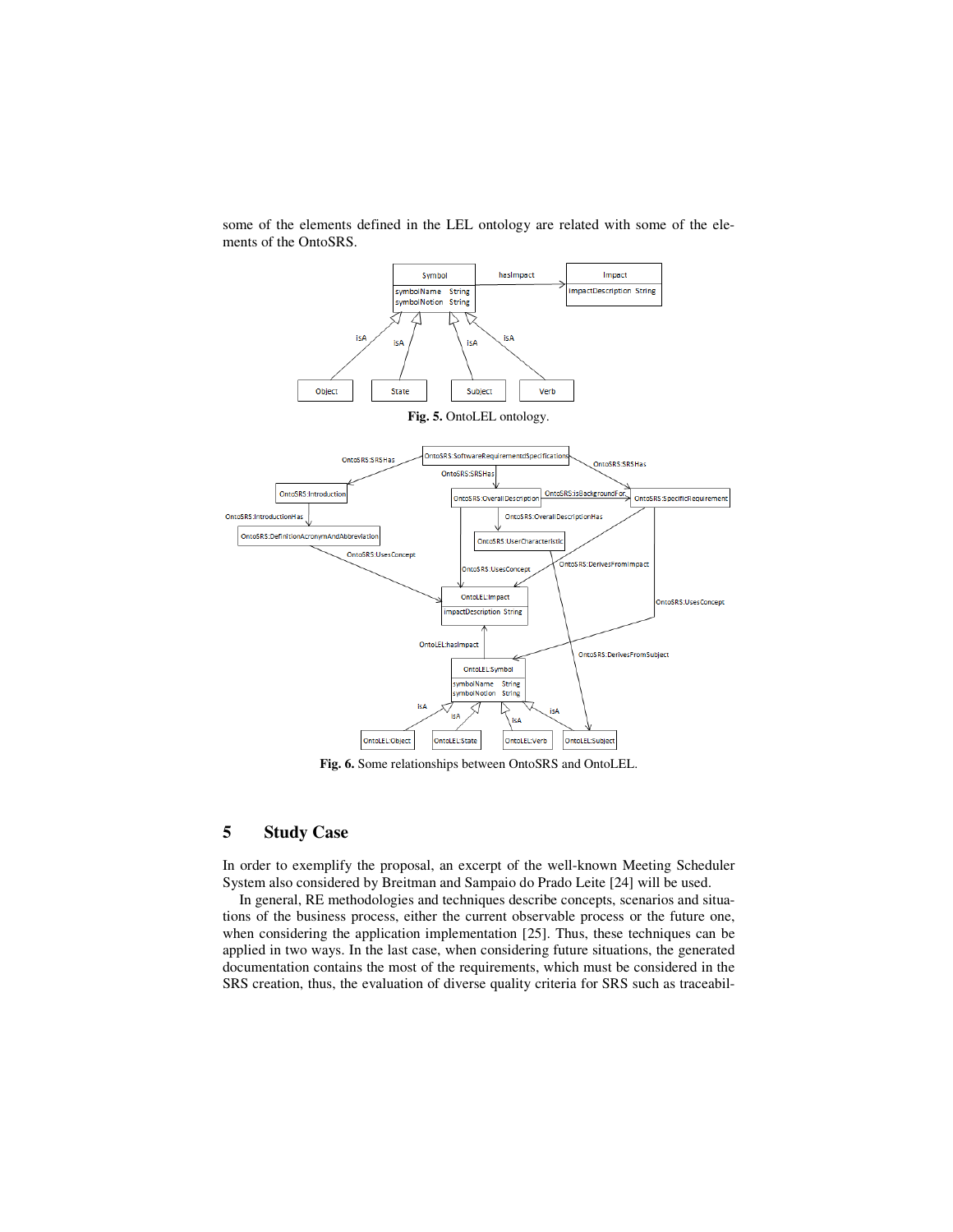some of the elements defined in the LEL ontology are related with some of the elements of the OntoSRS.

**Fig. 5.** OntoLEL ontology.

**Fig. 6.** Some relationships between OntoSRS and OntoLEL.

## 5 Study Case

In order to exemplify the proposal, an excerpt of the well-known Meeting Scheduler System also considered by Breitman and Sampaio do Prado Leite [24] will be used.

In general, RE methodologies and techniques describe concepts, scenarios and situations of the business process, either the current observable process or the future one, when considering the application implementation [25]. Thus, these techniques can be applied in two ways. In the last case, when considering future situations, the generated documentation contains the most of the requirements, which must be considered in the SRS creation, thus, the evaluation of diverse quality criteria for SRS such as traceabil-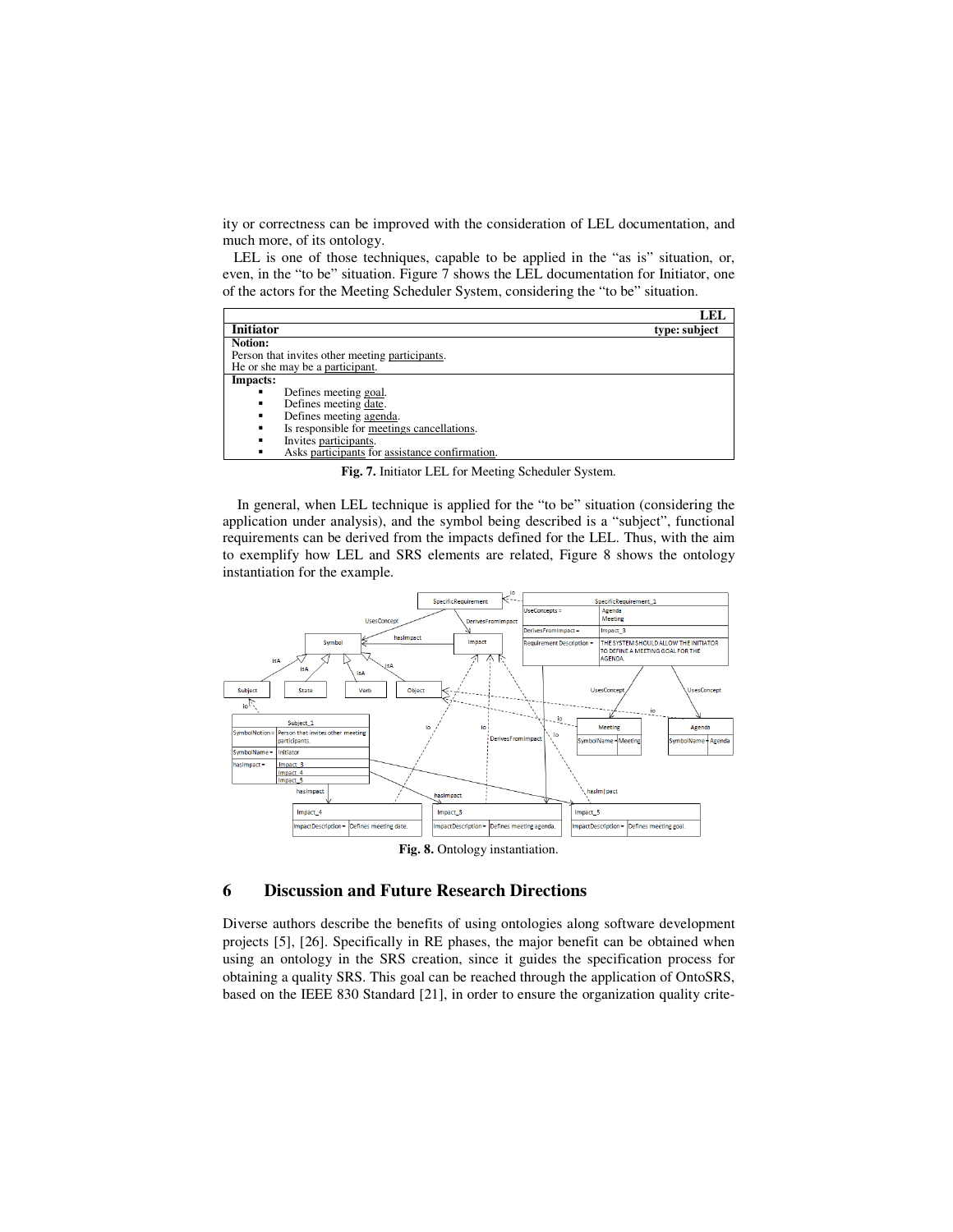ity or correctness can be improved with the consideration of LEL documentation, and much more, of its ontology.

LEL is one of those techniques, capable to be applied in the "as is" situation, or, even, in the "to be" situation. Figure 7 shows the LEL documentation for Initiator, one of the actors for the Meeting Scheduler System, considering the "to be" situation.

| | **LEL** |
|---|---|
| **Initiator** | **type: subject** |
| **Notion:**<br>Person that invites other meeting participants.<br>He or she may be a participant. | |
| **Impacts:**<br>▪ Defines meeting goal.<br>▪ Defines meeting date.<br>▪ Defines meeting agenda.<br>▪ Is responsible for meetings cancellations.<br>▪ Invites participants.<br>▪ Asks participants for assistance confirmation. | |

**Fig. 7.** Initiator LEL for Meeting Scheduler System.

In general, when LEL technique is applied for the "to be" situation (considering the application under analysis), and the symbol being described is a "subject", functional requirements can be derived from the impacts defined for the LEL. Thus, with the aim to exemplify how LEL and SRS elements are related, Figure 8 shows the ontology instantiation for the example.

**Fig. 8.** Ontology instantiation.

## 6 Discussion and Future Research Directions

Diverse authors describe the benefits of using ontologies along software development projects [5], [26]. Specifically in RE phases, the major benefit can be obtained when using an ontology in the SRS creation, since it guides the specification process for obtaining a quality SRS. This goal can be reached through the application of OntoSRS, based on the IEEE 830 Standard [21], in order to ensure the organization quality crite-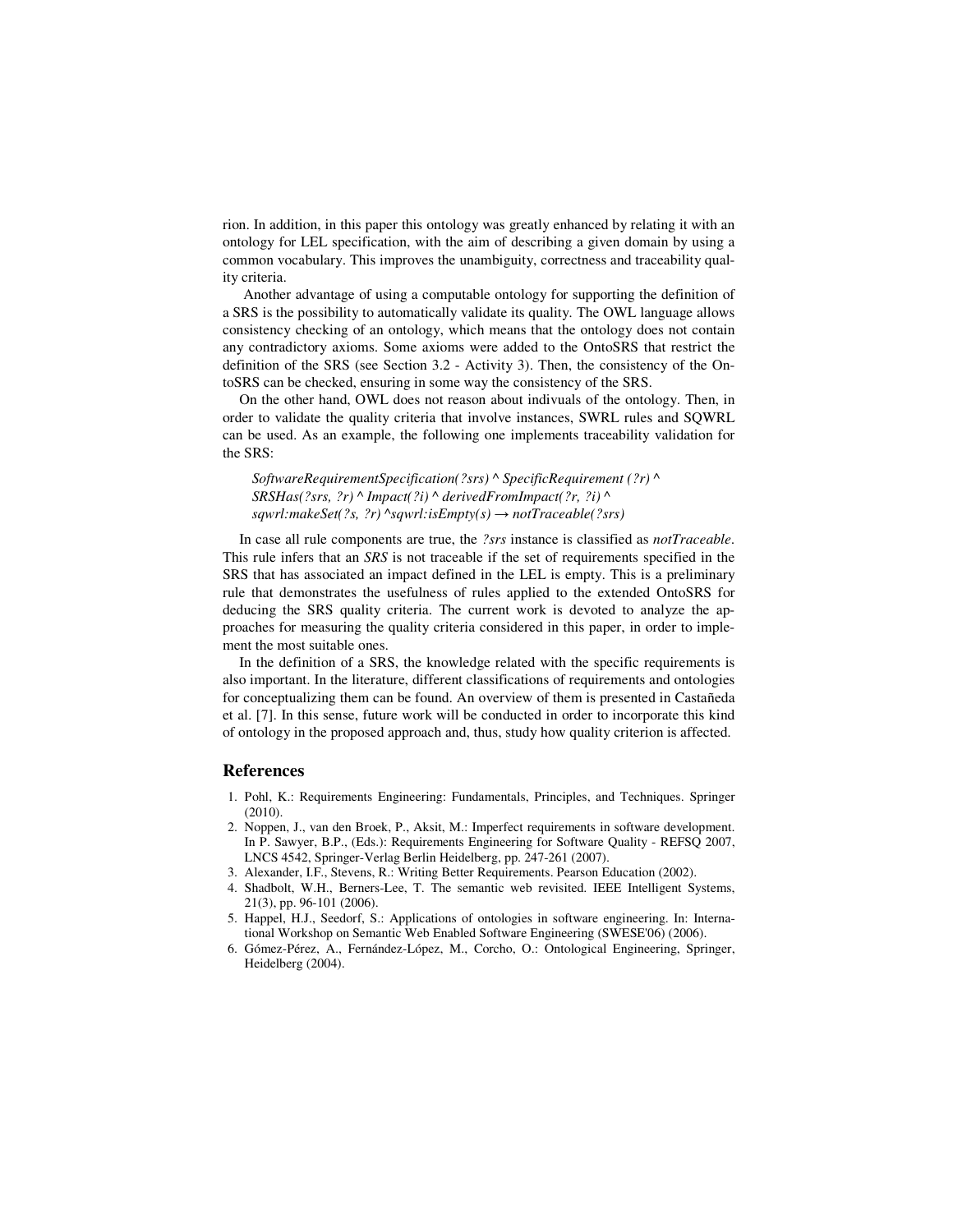rion. In addition, in this paper this ontology was greatly enhanced by relating it with an ontology for LEL specification, with the aim of describing a given domain by using a common vocabulary. This improves the unambiguity, correctness and traceability quality criteria.

Another advantage of using a computable ontology for supporting the definition of a SRS is the possibility to automatically validate its quality. The OWL language allows consistency checking of an ontology, which means that the ontology does not contain any contradictory axioms. Some axioms were added to the OntoSRS that restrict the definition of the SRS (see Section 3.2 - Activity 3). Then, the consistency of the OntoSRS can be checked, ensuring in some way the consistency of the SRS.

On the other hand, OWL does not reason about indivuals of the ontology. Then, in order to validate the quality criteria that involve instances, SWRL rules and SQWRL can be used. As an example, the following one implements traceability validation for the SRS:

> *SoftwareRequirementSpecification(?srs)* ^ *SpecificRequirement (?r)* ^
> *SRSHas(?srs, ?r)* ^ *Impact(?i)* ^ *derivedFromImpact(?r, ?i)* ^
> *sqwrl:makeSet(?s, ?r)* ^*sqwrl:isEmpty(s)* → *notTraceable(?srs)*

In case all rule components are true, the *?srs* instance is classified as *notTraceable*. This rule infers that an *SRS* is not traceable if the set of requirements specified in the SRS that has associated an impact defined in the LEL is empty. This is a preliminary rule that demonstrates the usefulness of rules applied to the extended OntoSRS for deducing the SRS quality criteria. The current work is devoted to analyze the approaches for measuring the quality criteria considered in this paper, in order to implement the most suitable ones.

In the definition of a SRS, the knowledge related with the specific requirements is also important. In the literature, different classifications of requirements and ontologies for conceptualizing them can be found. An overview of them is presented in Castañeda et al. [7]. In this sense, future work will be conducted in order to incorporate this kind of ontology in the proposed approach and, thus, study how quality criterion is affected.

## References

1. Pohl, K.: Requirements Engineering: Fundamentals, Principles, and Techniques. Springer (2010).
2. Noppen, J., van den Broek, P., Aksit, M.: Imperfect requirements in software development. In P. Sawyer, B.P., (Eds.): Requirements Engineering for Software Quality - REFSQ 2007, LNCS 4542, Springer-Verlag Berlin Heidelberg, pp. 247-261 (2007).
3. Alexander, I.F., Stevens, R.: Writing Better Requirements. Pearson Education (2002).
4. Shadbolt, W.H., Berners-Lee, T. The semantic web revisited. IEEE Intelligent Systems, 21(3), pp. 96-101 (2006).
5. Happel, H.J., Seedorf, S.: Applications of ontologies in software engineering. In: International Workshop on Semantic Web Enabled Software Engineering (SWESE'06) (2006).
6. Gómez-Pérez, A., Fernández-López, M., Corcho, O.: Ontological Engineering, Springer, Heidelberg (2004).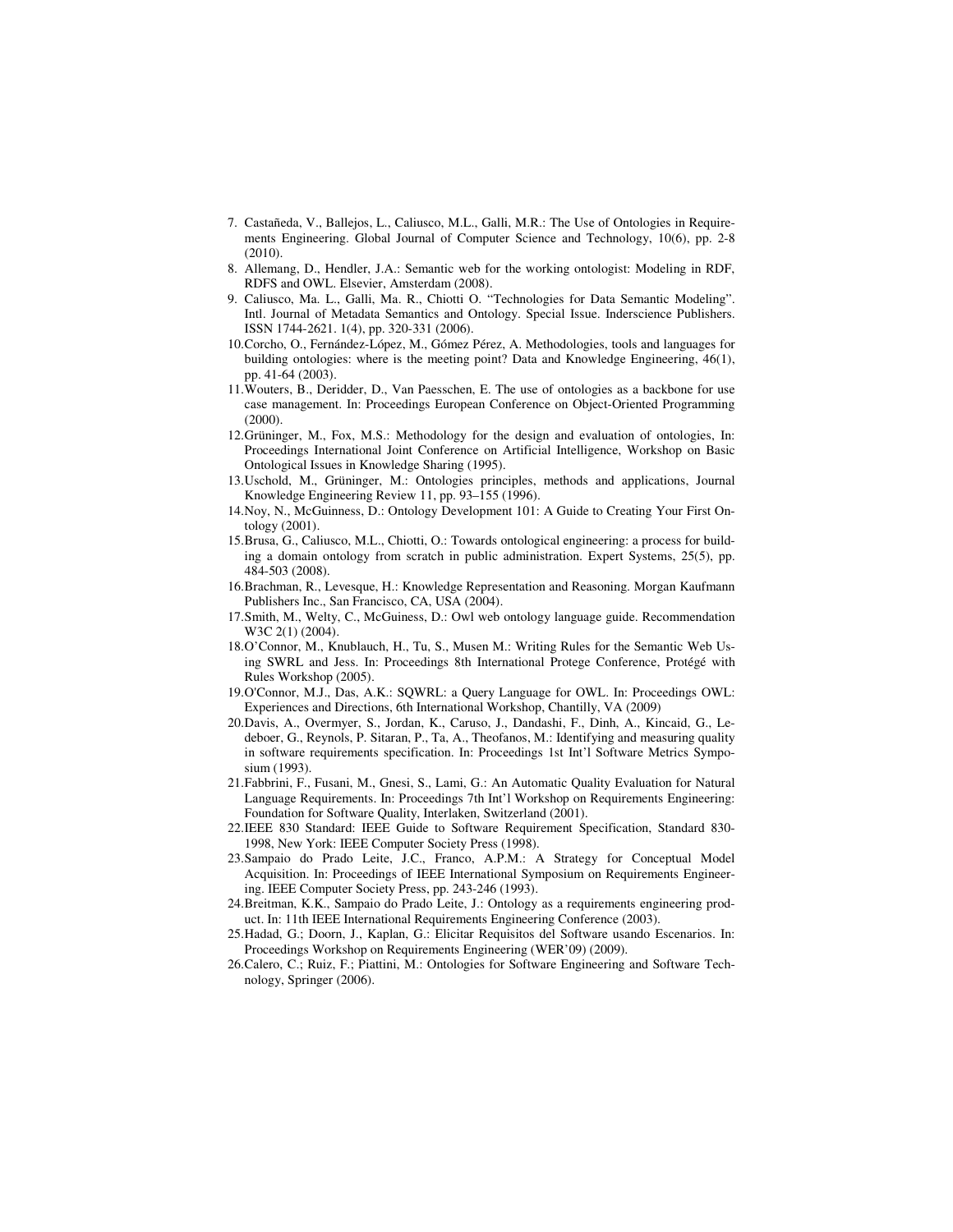7. Castañeda, V., Ballejos, L., Caliusco, M.L., Galli, M.R.: The Use of Ontologies in Requirements Engineering. Global Journal of Computer Science and Technology, 10(6), pp. 2-8 (2010).
8. Allemang, D., Hendler, J.A.: Semantic web for the working ontologist: Modeling in RDF, RDFS and OWL. Elsevier, Amsterdam (2008).
9. Caliusco, Ma. L., Galli, Ma. R., Chiotti O. "Technologies for Data Semantic Modeling". Intl. Journal of Metadata Semantics and Ontology. Special Issue. Inderscience Publishers. ISSN 1744-2621. 1(4), pp. 320-331 (2006).
10. Corcho, O., Fernández-López, M., Gómez Pérez, A. Methodologies, tools and languages for building ontologies: where is the meeting point? Data and Knowledge Engineering, 46(1), pp. 41-64 (2003).
11. Wouters, B., Deridder, D., Van Paesschen, E. The use of ontologies as a backbone for use case management. In: Proceedings European Conference on Object-Oriented Programming (2000).
12. Grüninger, M., Fox, M.S.: Methodology for the design and evaluation of ontologies, In: Proceedings International Joint Conference on Artificial Intelligence, Workshop on Basic Ontological Issues in Knowledge Sharing (1995).
13. Uschold, M., Grüninger, M.: Ontologies principles, methods and applications, Journal Knowledge Engineering Review 11, pp. 93–155 (1996).
14. Noy, N., McGuinness, D.: Ontology Development 101: A Guide to Creating Your First Ontology (2001).
15. Brusa, G., Caliusco, M.L., Chiotti, O.: Towards ontological engineering: a process for building a domain ontology from scratch in public administration. Expert Systems, 25(5), pp. 484-503 (2008).
16. Brachman, R., Levesque, H.: Knowledge Representation and Reasoning. Morgan Kaufmann Publishers Inc., San Francisco, CA, USA (2004).
17. Smith, M., Welty, C., McGuiness, D.: Owl web ontology language guide. Recommendation W3C 2(1) (2004).
18. O'Connor, M., Knublauch, H., Tu, S., Musen M.: Writing Rules for the Semantic Web Using SWRL and Jess. In: Proceedings 8th International Protege Conference, Protégé with Rules Workshop (2005).
19. O'Connor, M.J., Das, A.K.: SQWRL: a Query Language for OWL. In: Proceedings OWL: Experiences and Directions, 6th International Workshop, Chantilly, VA (2009)
20. Davis, A., Overmyer, S., Jordan, K., Caruso, J., Dandashi, F., Dinh, A., Kincaid, G., Ledeboer, G., Reynols, P. Sitaran, P., Ta, A., Theofanos, M.: Identifying and measuring quality in software requirements specification. In: Proceedings 1st Int'l Software Metrics Symposium (1993).
21. Fabbrini, F., Fusani, M., Gnesi, S., Lami, G.: An Automatic Quality Evaluation for Natural Language Requirements. In: Proceedings 7th Int'l Workshop on Requirements Engineering: Foundation for Software Quality, Interlaken, Switzerland (2001).
22. IEEE 830 Standard: IEEE Guide to Software Requirement Specification, Standard 830-1998, New York: IEEE Computer Society Press (1998).
23. Sampaio do Prado Leite, J.C., Franco, A.P.M.: A Strategy for Conceptual Model Acquisition. In: Proceedings of IEEE International Symposium on Requirements Engineering. IEEE Computer Society Press, pp. 243-246 (1993).
24. Breitman, K.K., Sampaio do Prado Leite, J.: Ontology as a requirements engineering product. In: 11th IEEE International Requirements Engineering Conference (2003).
25. Hadad, G.; Doorn, J., Kaplan, G.: Elicitar Requisitos del Software usando Escenarios. In: Proceedings Workshop on Requirements Engineering (WER'09) (2009).
26. Calero, C.; Ruiz, F.; Piattini, M.: Ontologies for Software Engineering and Software Technology, Springer (2006).